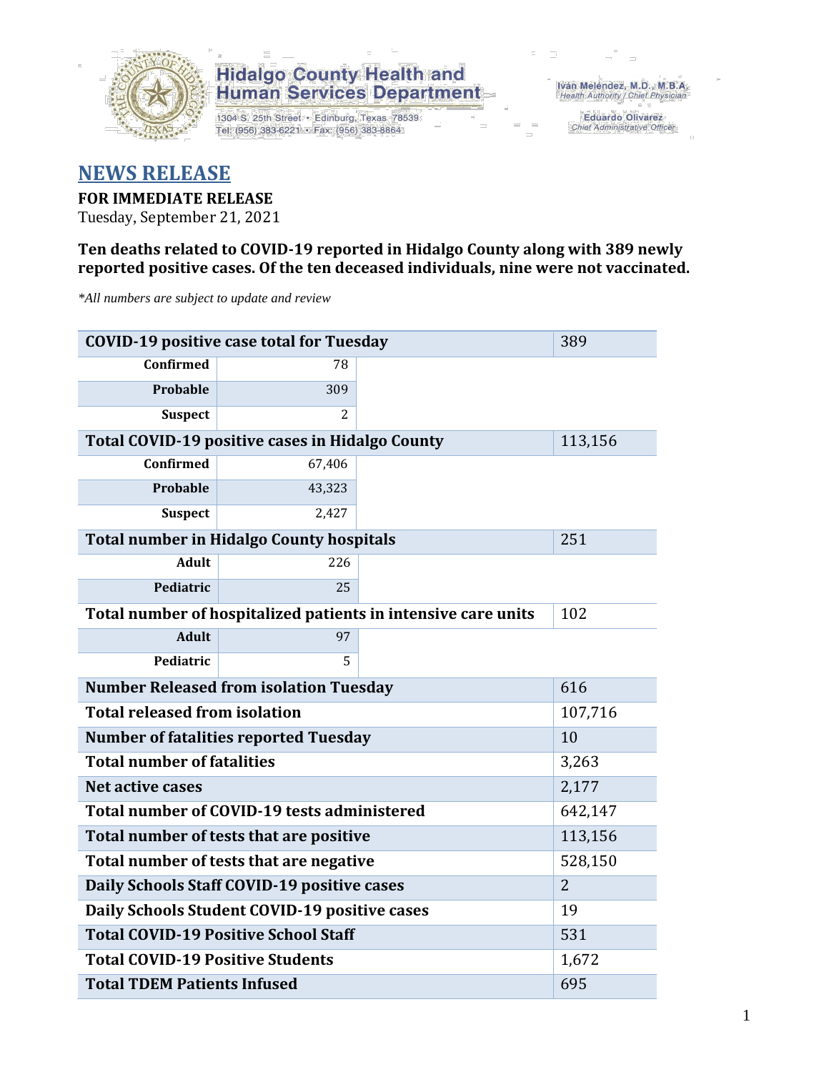Hidalgo County Health and Human Services Department

1304 S. 25th Street • Edinburg, Texas 78539
Tel: (956) 383-6221 • Fax: (956) 383-8864

Iván Meléndez, M.D., M.B.A.
Health Authority / Chief Physician

Eduardo Olivarez
Chief Administrative Officer

# NEWS RELEASE

**FOR IMMEDIATE RELEASE**
Tuesday, September 21, 2021

**Ten deaths related to COVID-19 reported in Hidalgo County along with 389 newly reported positive cases. Of the ten deceased individuals, nine were not vaccinated.**

*\*All numbers are subject to update and review*

| **COVID-19 positive case total for Tuesday** | | 389 |
|---|---|---|
| **Confirmed** | 78 | |
| **Probable** | 309 | |
| **Suspect** | 2 | |
| **Total COVID-19 positive cases in Hidalgo County** | | 113,156 |
| **Confirmed** | 67,406 | |
| **Probable** | 43,323 | |
| **Suspect** | 2,427 | |
| **Total number in Hidalgo County hospitals** | | 251 |
| **Adult** | 226 | |
| **Pediatric** | 25 | |
| **Total number of hospitalized patients in intensive care units** | | 102 |
| **Adult** | 97 | |
| **Pediatric** | 5 | |
| **Number Released from isolation Tuesday** | | 616 |
| **Total released from isolation** | | 107,716 |
| **Number of fatalities reported Tuesday** | | 10 |
| **Total number of fatalities** | | 3,263 |
| **Net active cases** | | 2,177 |
| **Total number of COVID-19 tests administered** | | 642,147 |
| **Total number of tests that are positive** | | 113,156 |
| **Total number of tests that are negative** | | 528,150 |
| **Daily Schools Staff COVID-19 positive cases** | | 2 |
| **Daily Schools Student COVID-19 positive cases** | | 19 |
| **Total COVID-19 Positive School Staff** | | 531 |
| **Total COVID-19 Positive Students** | | 1,672 |
| **Total TDEM Patients Infused** | | 695 |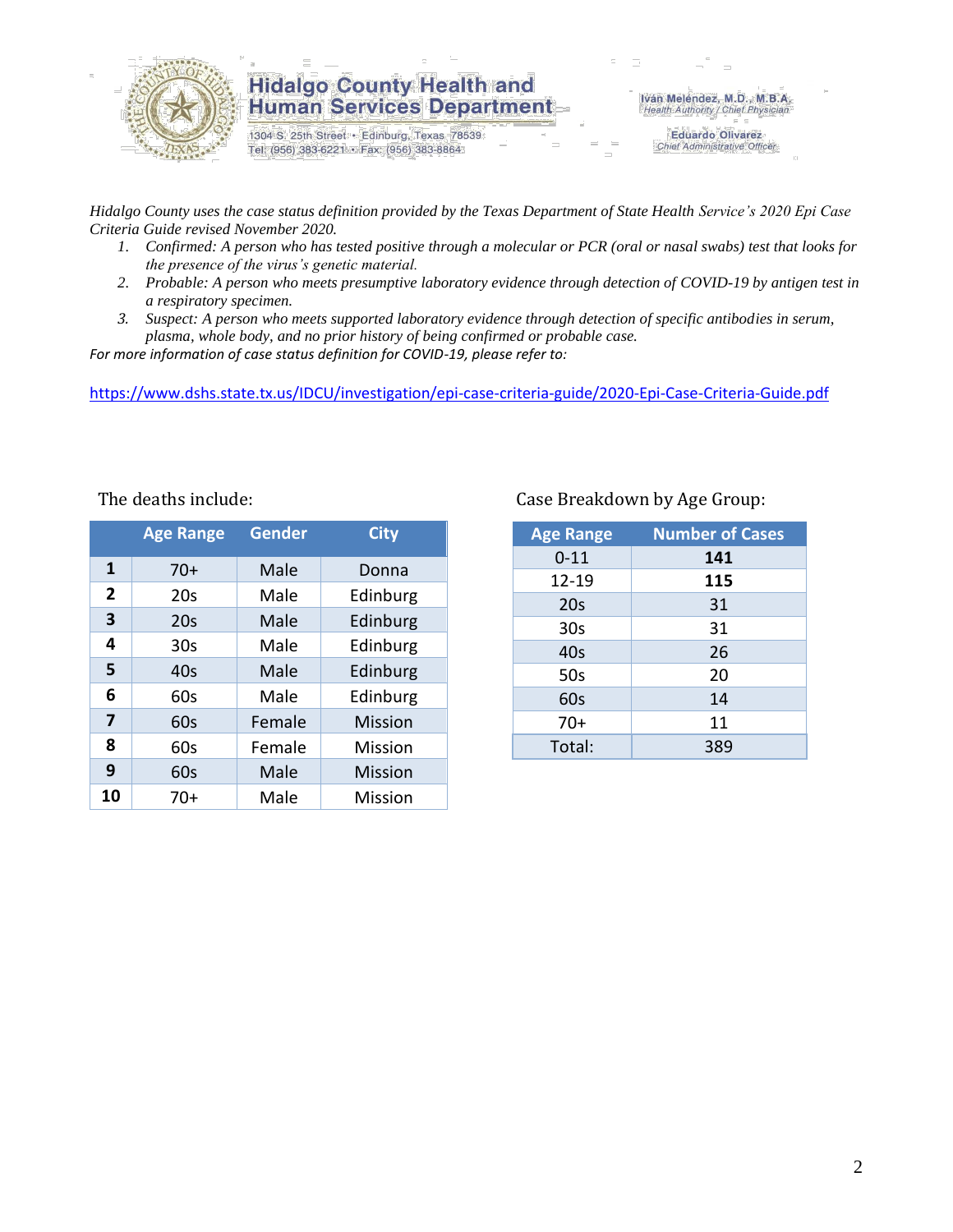# Hidalgo County Health and Human Services Department

1304 S. 25th Street • Edinburg, Texas 78539
Tel: (956) 383-6221 • Fax: (956) 383-8864

Iván Meléndez, M.D., M.B.A.
*Health Authority / Chief Physician*

Eduardo Olivarez
*Chief Administrative Officer*

*Hidalgo County uses the case status definition provided by the Texas Department of State Health Service's 2020 Epi Case Criteria Guide revised November 2020.*

1. *Confirmed: A person who has tested positive through a molecular or PCR (oral or nasal swabs) test that looks for the presence of the virus's genetic material.*
2. *Probable: A person who meets presumptive laboratory evidence through detection of COVID-19 by antigen test in a respiratory specimen.*
3. *Suspect: A person who meets supported laboratory evidence through detection of specific antibodies in serum, plasma, whole body, and no prior history of being confirmed or probable case.*

*For more information of case status definition for COVID-19, please refer to:*

https://www.dshs.state.tx.us/IDCU/investigation/epi-case-criteria-guide/2020-Epi-Case-Criteria-Guide.pdf

The deaths include:

| | Age Range | Gender | City |
|---|---|---|---|
| 1 | 70+ | Male | Donna |
| 2 | 20s | Male | Edinburg |
| 3 | 20s | Male | Edinburg |
| 4 | 30s | Male | Edinburg |
| 5 | 40s | Male | Edinburg |
| 6 | 60s | Male | Edinburg |
| 7 | 60s | Female | Mission |
| 8 | 60s | Female | Mission |
| 9 | 60s | Male | Mission |
| 10 | 70+ | Male | Mission |

Case Breakdown by Age Group:

| Age Range | Number of Cases |
|---|---|
| 0-11 | **141** |
| 12-19 | **115** |
| 20s | 31 |
| 30s | 31 |
| 40s | 26 |
| 50s | 20 |
| 60s | 14 |
| 70+ | 11 |
| Total: | 389 |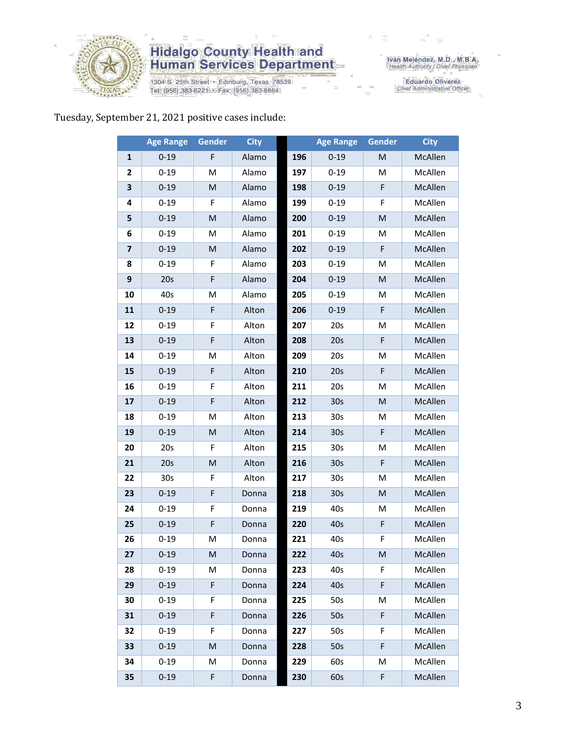Tuesday, September 21, 2021 positive cases include:

| | Age Range | Gender | City | | Age Range | Gender | City |
|---|---|---|---|---|---|---|---|
| **1** | 0-19 | F | Alamo | **196** | 0-19 | M | McAllen |
| **2** | 0-19 | M | Alamo | **197** | 0-19 | M | McAllen |
| **3** | 0-19 | M | Alamo | **198** | 0-19 | F | McAllen |
| **4** | 0-19 | F | Alamo | **199** | 0-19 | F | McAllen |
| **5** | 0-19 | M | Alamo | **200** | 0-19 | M | McAllen |
| **6** | 0-19 | M | Alamo | **201** | 0-19 | M | McAllen |
| **7** | 0-19 | M | Alamo | **202** | 0-19 | F | McAllen |
| **8** | 0-19 | F | Alamo | **203** | 0-19 | M | McAllen |
| **9** | 20s | F | Alamo | **204** | 0-19 | M | McAllen |
| **10** | 40s | M | Alamo | **205** | 0-19 | M | McAllen |
| **11** | 0-19 | F | Alton | **206** | 0-19 | F | McAllen |
| **12** | 0-19 | F | Alton | **207** | 20s | M | McAllen |
| **13** | 0-19 | F | Alton | **208** | 20s | F | McAllen |
| **14** | 0-19 | M | Alton | **209** | 20s | M | McAllen |
| **15** | 0-19 | F | Alton | **210** | 20s | F | McAllen |
| **16** | 0-19 | F | Alton | **211** | 20s | M | McAllen |
| **17** | 0-19 | F | Alton | **212** | 30s | M | McAllen |
| **18** | 0-19 | M | Alton | **213** | 30s | M | McAllen |
| **19** | 0-19 | M | Alton | **214** | 30s | F | McAllen |
| **20** | 20s | F | Alton | **215** | 30s | M | McAllen |
| **21** | 20s | M | Alton | **216** | 30s | F | McAllen |
| **22** | 30s | F | Alton | **217** | 30s | M | McAllen |
| **23** | 0-19 | F | Donna | **218** | 30s | M | McAllen |
| **24** | 0-19 | F | Donna | **219** | 40s | M | McAllen |
| **25** | 0-19 | F | Donna | **220** | 40s | F | McAllen |
| **26** | 0-19 | M | Donna | **221** | 40s | F | McAllen |
| **27** | 0-19 | M | Donna | **222** | 40s | M | McAllen |
| **28** | 0-19 | M | Donna | **223** | 40s | F | McAllen |
| **29** | 0-19 | F | Donna | **224** | 40s | F | McAllen |
| **30** | 0-19 | F | Donna | **225** | 50s | M | McAllen |
| **31** | 0-19 | F | Donna | **226** | 50s | F | McAllen |
| **32** | 0-19 | F | Donna | **227** | 50s | F | McAllen |
| **33** | 0-19 | M | Donna | **228** | 50s | F | McAllen |
| **34** | 0-19 | M | Donna | **229** | 60s | M | McAllen |
| **35** | 0-19 | F | Donna | **230** | 60s | F | McAllen |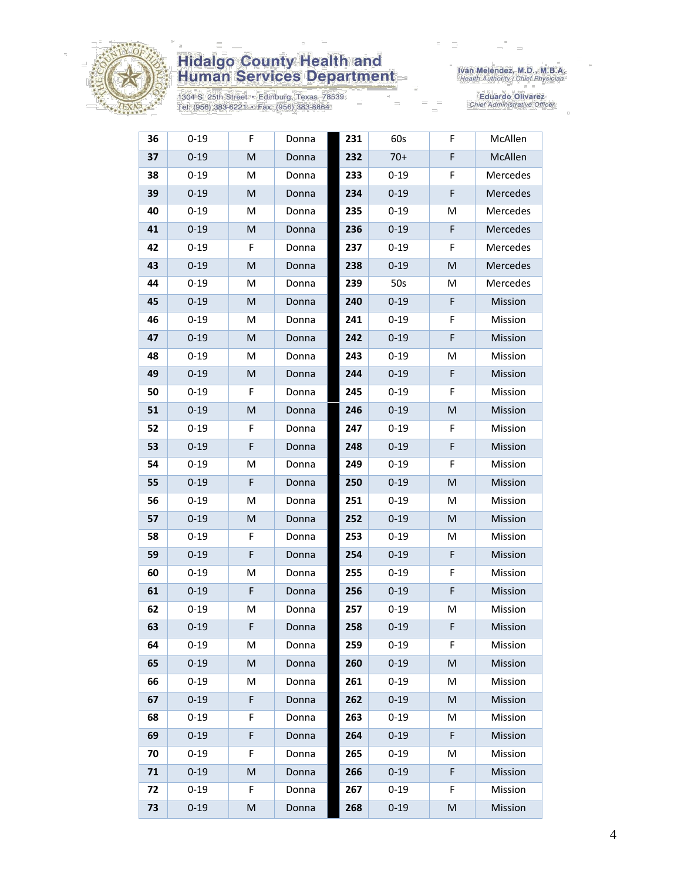| 36 | 0-19 | F | Donna | | 231 | 60s | F | McAllen |
|---|---|---|---|---|---|---|---|---|
| 37 | 0-19 | M | Donna | | 232 | 70+ | F | McAllen |
| 38 | 0-19 | M | Donna | | 233 | 0-19 | F | Mercedes |
| 39 | 0-19 | M | Donna | | 234 | 0-19 | F | Mercedes |
| 40 | 0-19 | M | Donna | | 235 | 0-19 | M | Mercedes |
| 41 | 0-19 | M | Donna | | 236 | 0-19 | F | Mercedes |
| 42 | 0-19 | F | Donna | | 237 | 0-19 | F | Mercedes |
| 43 | 0-19 | M | Donna | | 238 | 0-19 | M | Mercedes |
| 44 | 0-19 | M | Donna | | 239 | 50s | M | Mercedes |
| 45 | 0-19 | M | Donna | | 240 | 0-19 | F | Mission |
| 46 | 0-19 | M | Donna | | 241 | 0-19 | F | Mission |
| 47 | 0-19 | M | Donna | | 242 | 0-19 | F | Mission |
| 48 | 0-19 | M | Donna | | 243 | 0-19 | M | Mission |
| 49 | 0-19 | M | Donna | | 244 | 0-19 | F | Mission |
| 50 | 0-19 | F | Donna | | 245 | 0-19 | F | Mission |
| 51 | 0-19 | M | Donna | | 246 | 0-19 | M | Mission |
| 52 | 0-19 | F | Donna | | 247 | 0-19 | F | Mission |
| 53 | 0-19 | F | Donna | | 248 | 0-19 | F | Mission |
| 54 | 0-19 | M | Donna | | 249 | 0-19 | F | Mission |
| 55 | 0-19 | F | Donna | | 250 | 0-19 | M | Mission |
| 56 | 0-19 | M | Donna | | 251 | 0-19 | M | Mission |
| 57 | 0-19 | M | Donna | | 252 | 0-19 | M | Mission |
| 58 | 0-19 | F | Donna | | 253 | 0-19 | M | Mission |
| 59 | 0-19 | F | Donna | | 254 | 0-19 | F | Mission |
| 60 | 0-19 | M | Donna | | 255 | 0-19 | F | Mission |
| 61 | 0-19 | F | Donna | | 256 | 0-19 | F | Mission |
| 62 | 0-19 | M | Donna | | 257 | 0-19 | M | Mission |
| 63 | 0-19 | F | Donna | | 258 | 0-19 | F | Mission |
| 64 | 0-19 | M | Donna | | 259 | 0-19 | F | Mission |
| 65 | 0-19 | M | Donna | | 260 | 0-19 | M | Mission |
| 66 | 0-19 | M | Donna | | 261 | 0-19 | M | Mission |
| 67 | 0-19 | F | Donna | | 262 | 0-19 | M | Mission |
| 68 | 0-19 | F | Donna | | 263 | 0-19 | M | Mission |
| 69 | 0-19 | F | Donna | | 264 | 0-19 | F | Mission |
| 70 | 0-19 | F | Donna | | 265 | 0-19 | M | Mission |
| 71 | 0-19 | M | Donna | | 266 | 0-19 | F | Mission |
| 72 | 0-19 | F | Donna | | 267 | 0-19 | F | Mission |
| 73 | 0-19 | M | Donna | | 268 | 0-19 | M | Mission |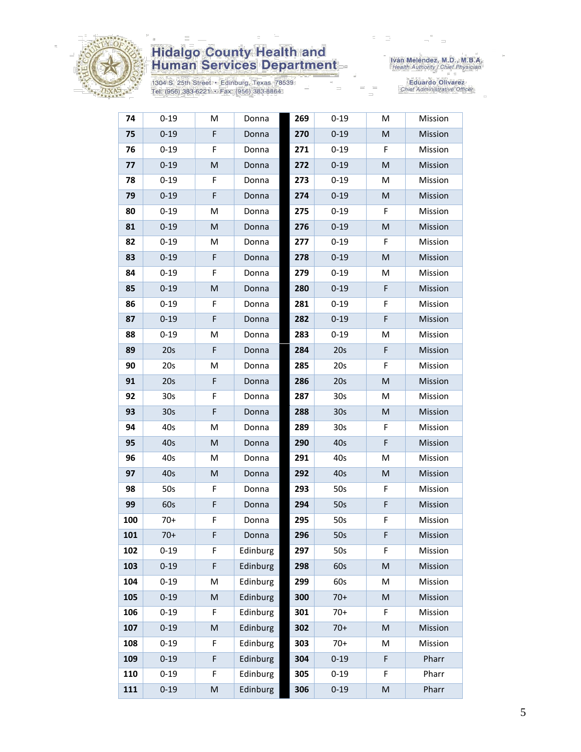# Hidalgo County Health and Human Services Department

1304 S. 25th Street • Edinburg, Texas 78539
Tel: (956) 383-6221 • Fax: (956) 383-8864

Iván Meléndez, M.D., M.B.A.
*Health Authority / Chief Physician*

Eduardo Olivarez
*Chief Administrative Officer*

| | | | | | | | |
|---|---|---|---|---|---|---|---|
| **74** | 0-19 | M | Donna | **269** | 0-19 | M | Mission |
| **75** | 0-19 | F | Donna | **270** | 0-19 | M | Mission |
| **76** | 0-19 | F | Donna | **271** | 0-19 | F | Mission |
| **77** | 0-19 | M | Donna | **272** | 0-19 | M | Mission |
| **78** | 0-19 | F | Donna | **273** | 0-19 | M | Mission |
| **79** | 0-19 | F | Donna | **274** | 0-19 | M | Mission |
| **80** | 0-19 | M | Donna | **275** | 0-19 | F | Mission |
| **81** | 0-19 | M | Donna | **276** | 0-19 | M | Mission |
| **82** | 0-19 | M | Donna | **277** | 0-19 | F | Mission |
| **83** | 0-19 | F | Donna | **278** | 0-19 | M | Mission |
| **84** | 0-19 | F | Donna | **279** | 0-19 | M | Mission |
| **85** | 0-19 | M | Donna | **280** | 0-19 | F | Mission |
| **86** | 0-19 | F | Donna | **281** | 0-19 | F | Mission |
| **87** | 0-19 | F | Donna | **282** | 0-19 | F | Mission |
| **88** | 0-19 | M | Donna | **283** | 0-19 | M | Mission |
| **89** | 20s | F | Donna | **284** | 20s | F | Mission |
| **90** | 20s | M | Donna | **285** | 20s | F | Mission |
| **91** | 20s | F | Donna | **286** | 20s | M | Mission |
| **92** | 30s | F | Donna | **287** | 30s | M | Mission |
| **93** | 30s | F | Donna | **288** | 30s | M | Mission |
| **94** | 40s | M | Donna | **289** | 30s | F | Mission |
| **95** | 40s | M | Donna | **290** | 40s | F | Mission |
| **96** | 40s | M | Donna | **291** | 40s | M | Mission |
| **97** | 40s | M | Donna | **292** | 40s | M | Mission |
| **98** | 50s | F | Donna | **293** | 50s | F | Mission |
| **99** | 60s | F | Donna | **294** | 50s | F | Mission |
| **100** | 70+ | F | Donna | **295** | 50s | F | Mission |
| **101** | 70+ | F | Donna | **296** | 50s | F | Mission |
| **102** | 0-19 | F | Edinburg | **297** | 50s | F | Mission |
| **103** | 0-19 | F | Edinburg | **298** | 60s | M | Mission |
| **104** | 0-19 | M | Edinburg | **299** | 60s | M | Mission |
| **105** | 0-19 | M | Edinburg | **300** | 70+ | M | Mission |
| **106** | 0-19 | F | Edinburg | **301** | 70+ | F | Mission |
| **107** | 0-19 | M | Edinburg | **302** | 70+ | M | Mission |
| **108** | 0-19 | F | Edinburg | **303** | 70+ | M | Mission |
| **109** | 0-19 | F | Edinburg | **304** | 0-19 | F | Pharr |
| **110** | 0-19 | F | Edinburg | **305** | 0-19 | F | Pharr |
| **111** | 0-19 | M | Edinburg | **306** | 0-19 | M | Pharr |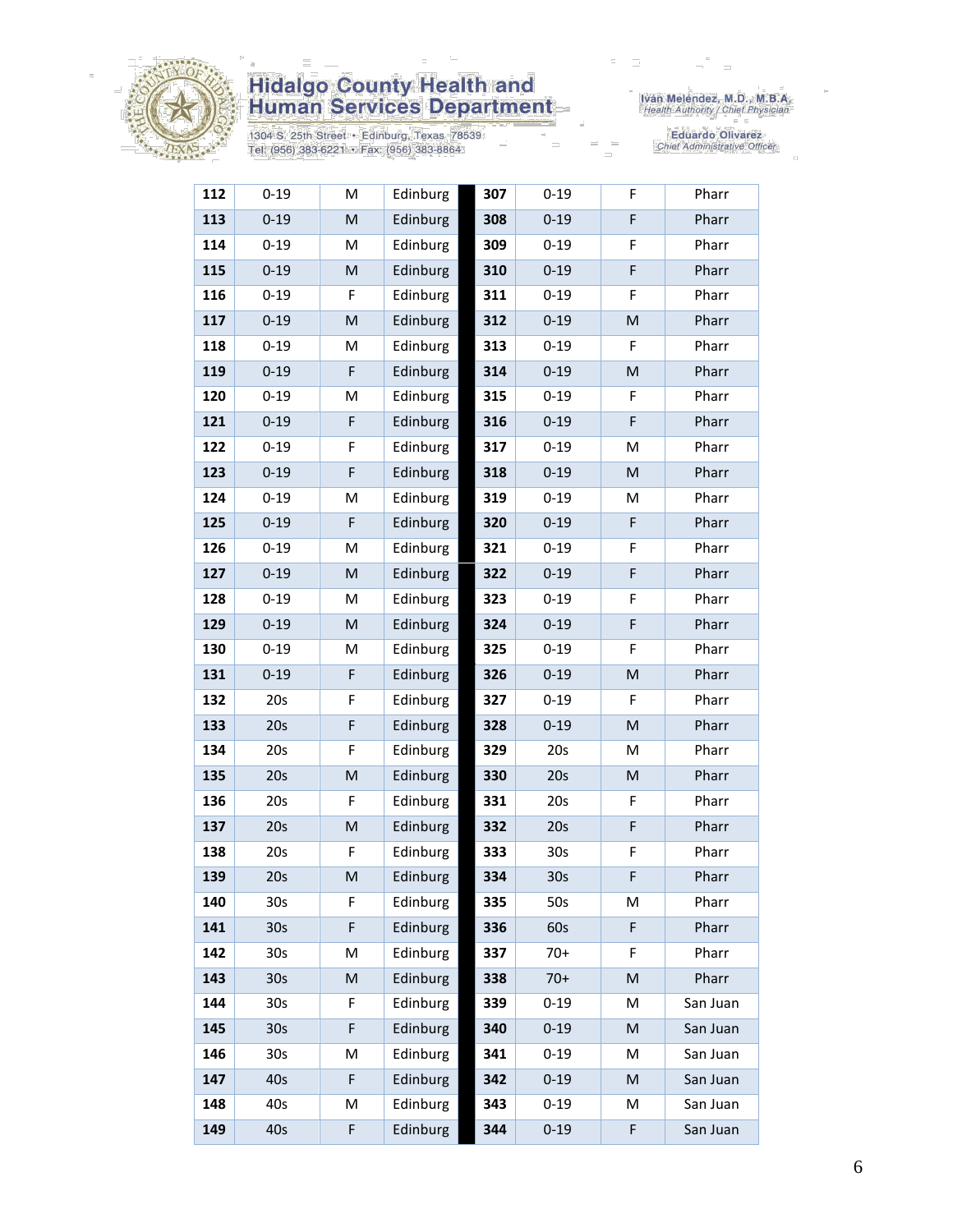| | | | | | | | |
|---|---|---|---|---|---|---|---|
| **112** | 0-19 | M | Edinburg | **307** | 0-19 | F | Pharr |
| **113** | 0-19 | M | Edinburg | **308** | 0-19 | F | Pharr |
| **114** | 0-19 | M | Edinburg | **309** | 0-19 | F | Pharr |
| **115** | 0-19 | M | Edinburg | **310** | 0-19 | F | Pharr |
| **116** | 0-19 | F | Edinburg | **311** | 0-19 | F | Pharr |
| **117** | 0-19 | M | Edinburg | **312** | 0-19 | M | Pharr |
| **118** | 0-19 | M | Edinburg | **313** | 0-19 | F | Pharr |
| **119** | 0-19 | F | Edinburg | **314** | 0-19 | M | Pharr |
| **120** | 0-19 | M | Edinburg | **315** | 0-19 | F | Pharr |
| **121** | 0-19 | F | Edinburg | **316** | 0-19 | F | Pharr |
| **122** | 0-19 | F | Edinburg | **317** | 0-19 | M | Pharr |
| **123** | 0-19 | F | Edinburg | **318** | 0-19 | M | Pharr |
| **124** | 0-19 | M | Edinburg | **319** | 0-19 | M | Pharr |
| **125** | 0-19 | F | Edinburg | **320** | 0-19 | F | Pharr |
| **126** | 0-19 | M | Edinburg | **321** | 0-19 | F | Pharr |
| **127** | 0-19 | M | Edinburg | **322** | 0-19 | F | Pharr |
| **128** | 0-19 | M | Edinburg | **323** | 0-19 | F | Pharr |
| **129** | 0-19 | M | Edinburg | **324** | 0-19 | F | Pharr |
| **130** | 0-19 | M | Edinburg | **325** | 0-19 | F | Pharr |
| **131** | 0-19 | F | Edinburg | **326** | 0-19 | M | Pharr |
| **132** | 20s | F | Edinburg | **327** | 0-19 | F | Pharr |
| **133** | 20s | F | Edinburg | **328** | 0-19 | M | Pharr |
| **134** | 20s | F | Edinburg | **329** | 20s | M | Pharr |
| **135** | 20s | M | Edinburg | **330** | 20s | M | Pharr |
| **136** | 20s | F | Edinburg | **331** | 20s | F | Pharr |
| **137** | 20s | M | Edinburg | **332** | 20s | F | Pharr |
| **138** | 20s | F | Edinburg | **333** | 30s | F | Pharr |
| **139** | 20s | M | Edinburg | **334** | 30s | F | Pharr |
| **140** | 30s | F | Edinburg | **335** | 50s | M | Pharr |
| **141** | 30s | F | Edinburg | **336** | 60s | F | Pharr |
| **142** | 30s | M | Edinburg | **337** | 70+ | F | Pharr |
| **143** | 30s | M | Edinburg | **338** | 70+ | M | Pharr |
| **144** | 30s | F | Edinburg | **339** | 0-19 | M | San Juan |
| **145** | 30s | F | Edinburg | **340** | 0-19 | M | San Juan |
| **146** | 30s | M | Edinburg | **341** | 0-19 | M | San Juan |
| **147** | 40s | F | Edinburg | **342** | 0-19 | M | San Juan |
| **148** | 40s | M | Edinburg | **343** | 0-19 | M | San Juan |
| **149** | 40s | F | Edinburg | **344** | 0-19 | F | San Juan |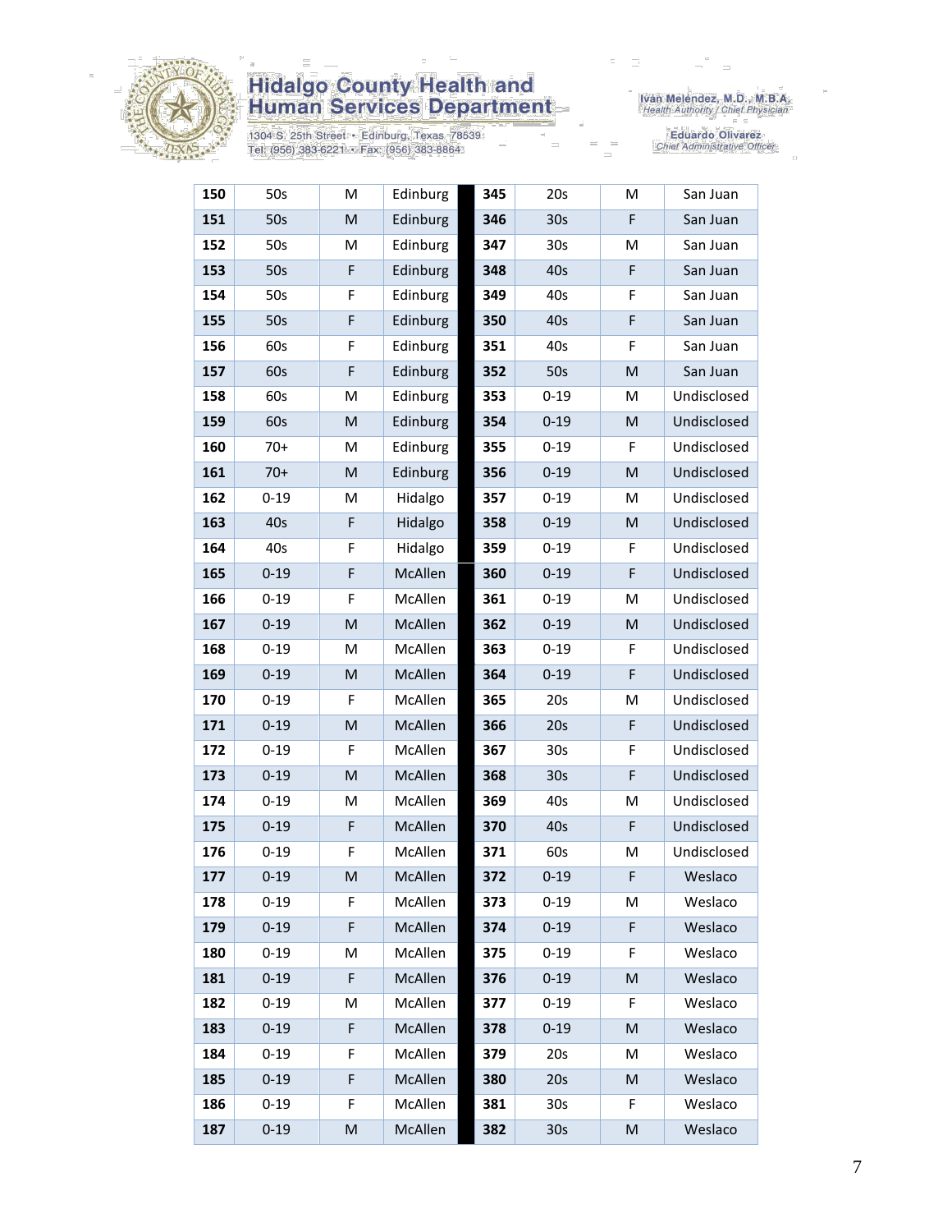# Hidalgo County Health and Human Services Department

1304 S. 25th Street • Edinburg, Texas 78539
Tel: (956) 383-6221 • Fax: (956) 383-8864

Iván Meléndez, M.D., M.B.A.
*Health Authority / Chief Physician*

Eduardo Olivarez
*Chief Administrative Officer*

| | | | | | | | |
|---|---|---|---|---|---|---|---|
| **150** | 50s | M | Edinburg | **345** | 20s | M | San Juan |
| **151** | 50s | M | Edinburg | **346** | 30s | F | San Juan |
| **152** | 50s | M | Edinburg | **347** | 30s | M | San Juan |
| **153** | 50s | F | Edinburg | **348** | 40s | F | San Juan |
| **154** | 50s | F | Edinburg | **349** | 40s | F | San Juan |
| **155** | 50s | F | Edinburg | **350** | 40s | F | San Juan |
| **156** | 60s | F | Edinburg | **351** | 40s | F | San Juan |
| **157** | 60s | F | Edinburg | **352** | 50s | M | San Juan |
| **158** | 60s | M | Edinburg | **353** | 0-19 | M | Undisclosed |
| **159** | 60s | M | Edinburg | **354** | 0-19 | M | Undisclosed |
| **160** | 70+ | M | Edinburg | **355** | 0-19 | F | Undisclosed |
| **161** | 70+ | M | Edinburg | **356** | 0-19 | M | Undisclosed |
| **162** | 0-19 | M | Hidalgo | **357** | 0-19 | M | Undisclosed |
| **163** | 40s | F | Hidalgo | **358** | 0-19 | M | Undisclosed |
| **164** | 40s | F | Hidalgo | **359** | 0-19 | F | Undisclosed |
| **165** | 0-19 | F | McAllen | **360** | 0-19 | F | Undisclosed |
| **166** | 0-19 | F | McAllen | **361** | 0-19 | M | Undisclosed |
| **167** | 0-19 | M | McAllen | **362** | 0-19 | M | Undisclosed |
| **168** | 0-19 | M | McAllen | **363** | 0-19 | F | Undisclosed |
| **169** | 0-19 | M | McAllen | **364** | 0-19 | F | Undisclosed |
| **170** | 0-19 | F | McAllen | **365** | 20s | M | Undisclosed |
| **171** | 0-19 | M | McAllen | **366** | 20s | F | Undisclosed |
| **172** | 0-19 | F | McAllen | **367** | 30s | F | Undisclosed |
| **173** | 0-19 | M | McAllen | **368** | 30s | F | Undisclosed |
| **174** | 0-19 | M | McAllen | **369** | 40s | M | Undisclosed |
| **175** | 0-19 | F | McAllen | **370** | 40s | F | Undisclosed |
| **176** | 0-19 | F | McAllen | **371** | 60s | M | Undisclosed |
| **177** | 0-19 | M | McAllen | **372** | 0-19 | F | Weslaco |
| **178** | 0-19 | F | McAllen | **373** | 0-19 | M | Weslaco |
| **179** | 0-19 | F | McAllen | **374** | 0-19 | F | Weslaco |
| **180** | 0-19 | M | McAllen | **375** | 0-19 | F | Weslaco |
| **181** | 0-19 | F | McAllen | **376** | 0-19 | M | Weslaco |
| **182** | 0-19 | M | McAllen | **377** | 0-19 | F | Weslaco |
| **183** | 0-19 | F | McAllen | **378** | 0-19 | M | Weslaco |
| **184** | 0-19 | F | McAllen | **379** | 20s | M | Weslaco |
| **185** | 0-19 | F | McAllen | **380** | 20s | M | Weslaco |
| **186** | 0-19 | F | McAllen | **381** | 30s | F | Weslaco |
| **187** | 0-19 | M | McAllen | **382** | 30s | M | Weslaco |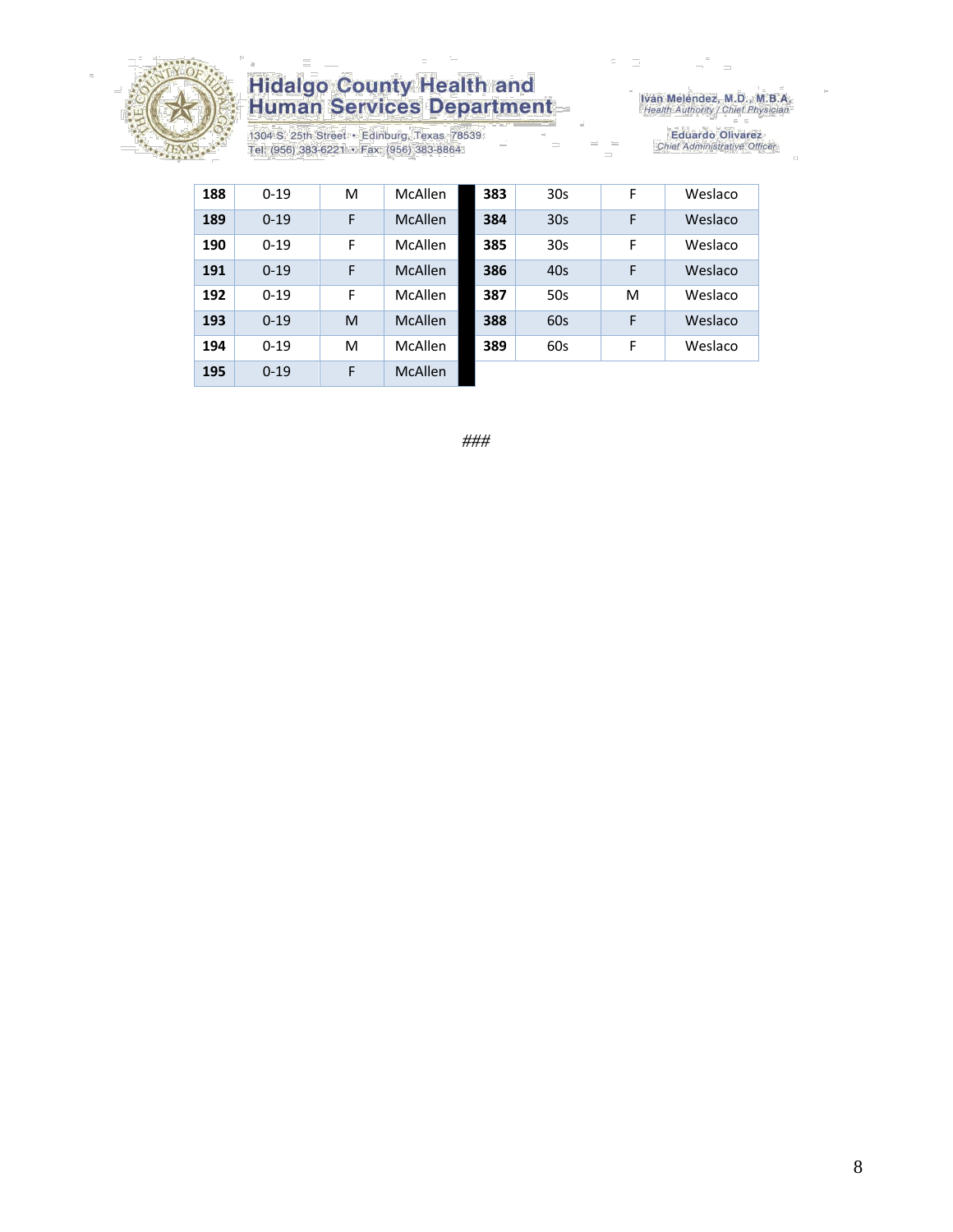Hidalgo County Health and Human Services Department

1304 S. 25th Street • Edinburg, Texas 78539
Tel: (956) 383-6221 • Fax: (956) 383-8864

Iván Meléndez, M.D., M.B.A.
Health Authority / Chief Physician

Eduardo Olivarez
Chief Administrative Officer

| | | | | | | | |
|---|---|---|---|---|---|---|---|
| **188** | 0-19 | M | McAllen | **383** | 30s | F | Weslaco |
| **189** | 0-19 | F | McAllen | **384** | 30s | F | Weslaco |
| **190** | 0-19 | F | McAllen | **385** | 30s | F | Weslaco |
| **191** | 0-19 | F | McAllen | **386** | 40s | F | Weslaco |
| **192** | 0-19 | F | McAllen | **387** | 50s | M | Weslaco |
| **193** | 0-19 | M | McAllen | **388** | 60s | F | Weslaco |
| **194** | 0-19 | M | McAllen | **389** | 60s | F | Weslaco |
| **195** | 0-19 | F | McAllen | | | | |

###